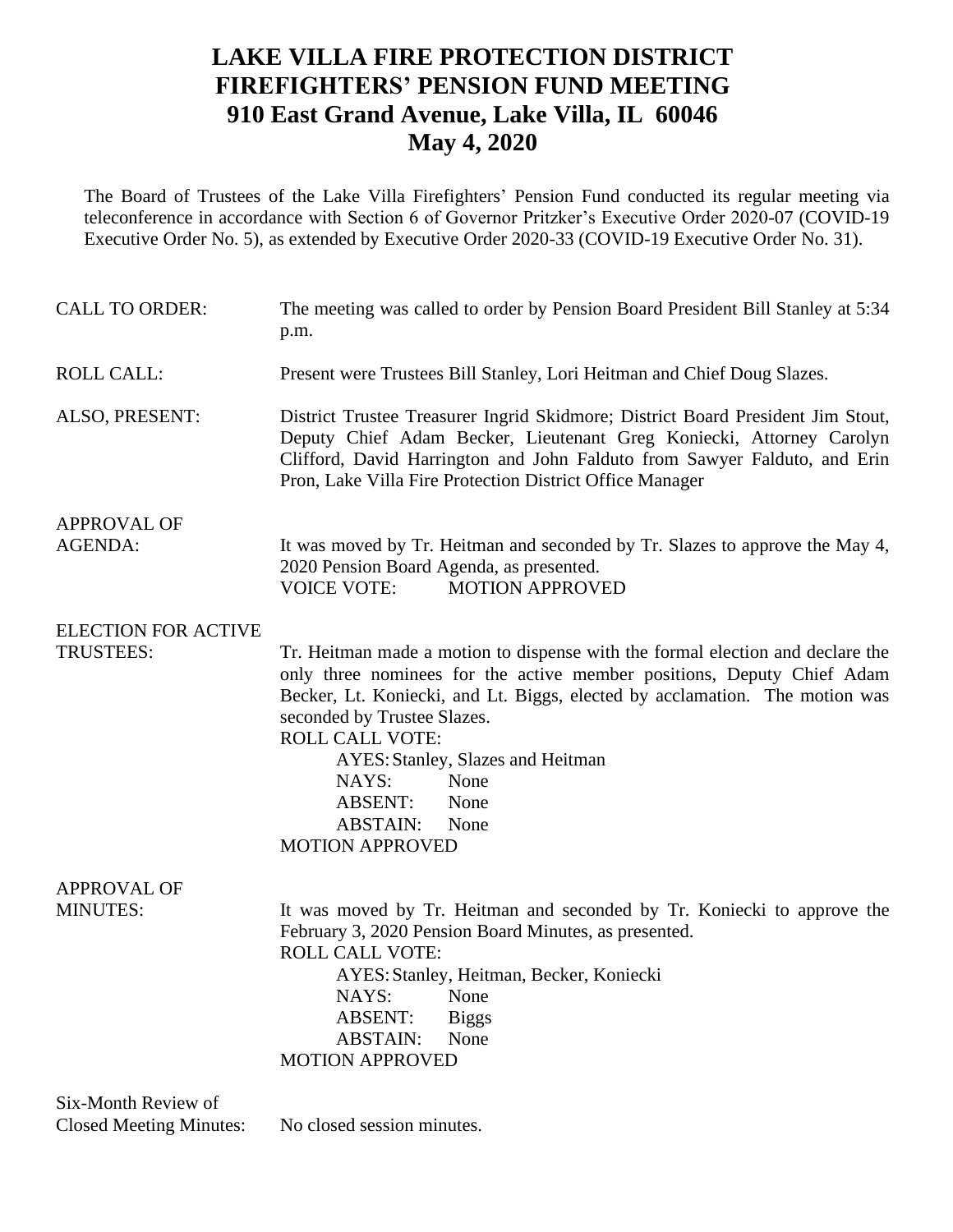# LAKE VILLA FIRE PROTECTION DISTRICT
# FIREFIGHTERS' PENSION FUND MEETING
# 910 East Grand Avenue, Lake Villa, IL 60046
# May 4, 2020

The Board of Trustees of the Lake Villa Firefighters' Pension Fund conducted its regular meeting via teleconference in accordance with Section 6 of Governor Pritzker's Executive Order 2020-07 (COVID-19 Executive Order No. 5), as extended by Executive Order 2020-33 (COVID-19 Executive Order No. 31).

**CALL TO ORDER:** The meeting was called to order by Pension Board President Bill Stanley at 5:34 p.m.

**ROLL CALL:** Present were Trustees Bill Stanley, Lori Heitman and Chief Doug Slazes.

**ALSO, PRESENT:** District Trustee Treasurer Ingrid Skidmore; District Board President Jim Stout, Deputy Chief Adam Becker, Lieutenant Greg Koniecki, Attorney Carolyn Clifford, David Harrington and John Falduto from Sawyer Falduto, and Erin Pron, Lake Villa Fire Protection District Office Manager

**APPROVAL OF AGENDA:** It was moved by Tr. Heitman and seconded by Tr. Slazes to approve the May 4, 2020 Pension Board Agenda, as presented.
VOICE VOTE: MOTION APPROVED

**ELECTION FOR ACTIVE TRUSTEES:** Tr. Heitman made a motion to dispense with the formal election and declare the only three nominees for the active member positions, Deputy Chief Adam Becker, Lt. Koniecki, and Lt. Biggs, elected by acclamation. The motion was seconded by Trustee Slazes.
ROLL CALL VOTE:
AYES: Stanley, Slazes and Heitman
NAYS: None
ABSENT: None
ABSTAIN: None
MOTION APPROVED

**APPROVAL OF MINUTES:** It was moved by Tr. Heitman and seconded by Tr. Koniecki to approve the February 3, 2020 Pension Board Minutes, as presented.
ROLL CALL VOTE:
AYES: Stanley, Heitman, Becker, Koniecki
NAYS: None
ABSENT: Biggs
ABSTAIN: None
MOTION APPROVED

**Six-Month Review of Closed Meeting Minutes:** No closed session minutes.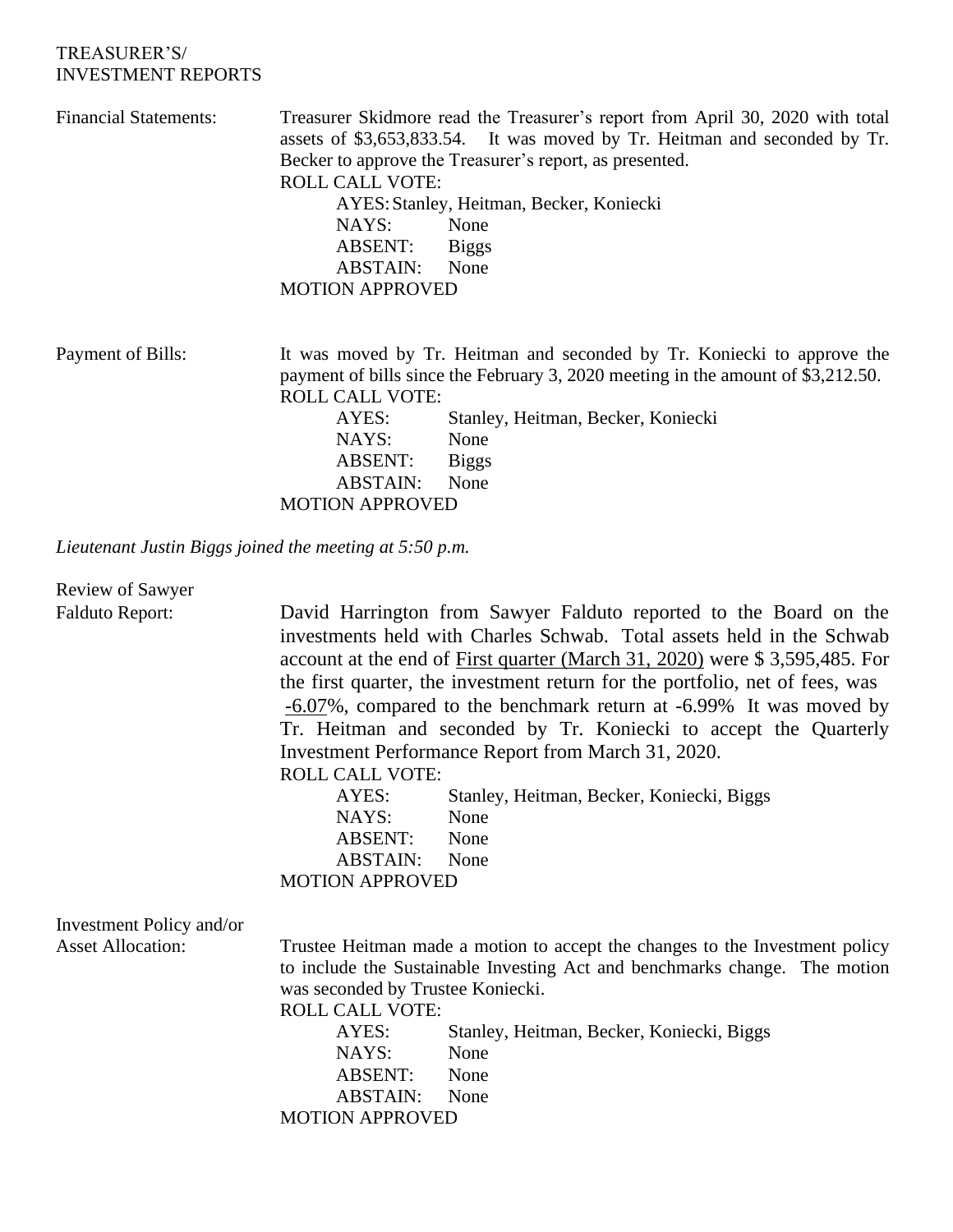TREASURER'S/
INVESTMENT REPORTS

**Financial Statements:**

Treasurer Skidmore read the Treasurer's report from April 30, 2020 with total assets of $3,653,833.54. It was moved by Tr. Heitman and seconded by Tr. Becker to approve the Treasurer's report, as presented.

ROLL CALL VOTE:

AYES: Stanley, Heitman, Becker, Koniecki
NAYS: None
ABSENT: Biggs
ABSTAIN: None

MOTION APPROVED

**Payment of Bills:**

It was moved by Tr. Heitman and seconded by Tr. Koniecki to approve the payment of bills since the February 3, 2020 meeting in the amount of $3,212.50.

ROLL CALL VOTE:

AYES: Stanley, Heitman, Becker, Koniecki
NAYS: None
ABSENT: Biggs
ABSTAIN: None

MOTION APPROVED

*Lieutenant Justin Biggs joined the meeting at 5:50 p.m.*

**Review of Sawyer Falduto Report:**

David Harrington from Sawyer Falduto reported to the Board on the investments held with Charles Schwab. Total assets held in the Schwab account at the end of First quarter (March 31, 2020) were $ 3,595,485. For the first quarter, the investment return for the portfolio, net of fees, was -6.07%, compared to the benchmark return at -6.99% It was moved by Tr. Heitman and seconded by Tr. Koniecki to accept the Quarterly Investment Performance Report from March 31, 2020.

ROLL CALL VOTE:

AYES: Stanley, Heitman, Becker, Koniecki, Biggs
NAYS: None
ABSENT: None
ABSTAIN: None

MOTION APPROVED

**Investment Policy and/or Asset Allocation:**

Trustee Heitman made a motion to accept the changes to the Investment policy to include the Sustainable Investing Act and benchmarks change. The motion was seconded by Trustee Koniecki.

ROLL CALL VOTE:

AYES: Stanley, Heitman, Becker, Koniecki, Biggs
NAYS: None
ABSENT: None
ABSTAIN: None

MOTION APPROVED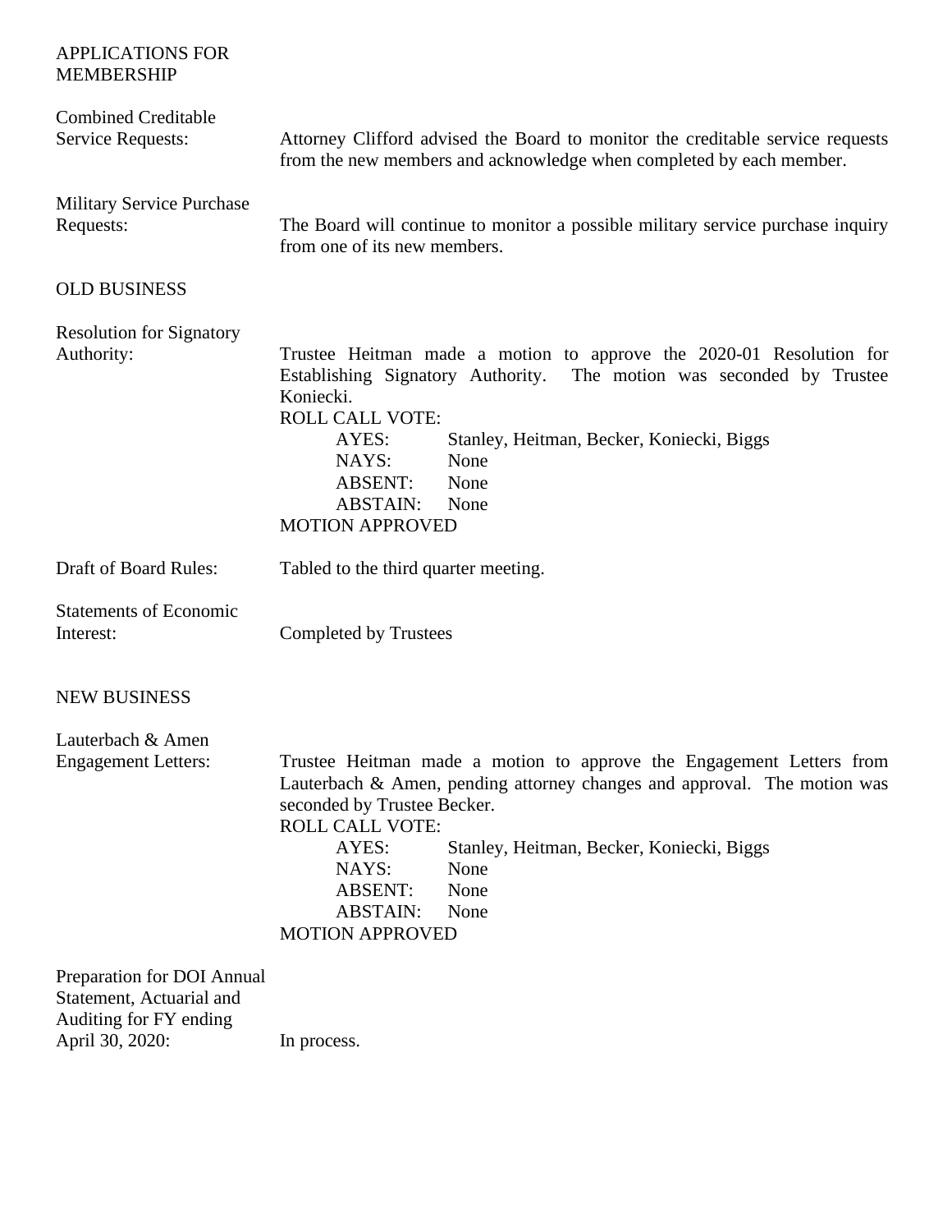## APPLICATIONS FOR MEMBERSHIP

**Combined Creditable Service Requests:** Attorney Clifford advised the Board to monitor the creditable service requests from the new members and acknowledge when completed by each member.

**Military Service Purchase Requests:** The Board will continue to monitor a possible military service purchase inquiry from one of its new members.

## OLD BUSINESS

**Resolution for Signatory Authority:** Trustee Heitman made a motion to approve the 2020-01 Resolution for Establishing Signatory Authority. The motion was seconded by Trustee Koniecki.

ROLL CALL VOTE:

| | |
|---|---|
| AYES: | Stanley, Heitman, Becker, Koniecki, Biggs |
| NAYS: | None |
| ABSENT: | None |
| ABSTAIN: | None |

MOTION APPROVED

**Draft of Board Rules:** Tabled to the third quarter meeting.

**Statements of Economic Interest:** Completed by Trustees

## NEW BUSINESS

**Lauterbach & Amen Engagement Letters:** Trustee Heitman made a motion to approve the Engagement Letters from Lauterbach & Amen, pending attorney changes and approval. The motion was seconded by Trustee Becker.

ROLL CALL VOTE:

| | |
|---|---|
| AYES: | Stanley, Heitman, Becker, Koniecki, Biggs |
| NAYS: | None |
| ABSENT: | None |
| ABSTAIN: | None |

MOTION APPROVED

**Preparation for DOI Annual Statement, Actuarial and Auditing for FY ending April 30, 2020:** In process.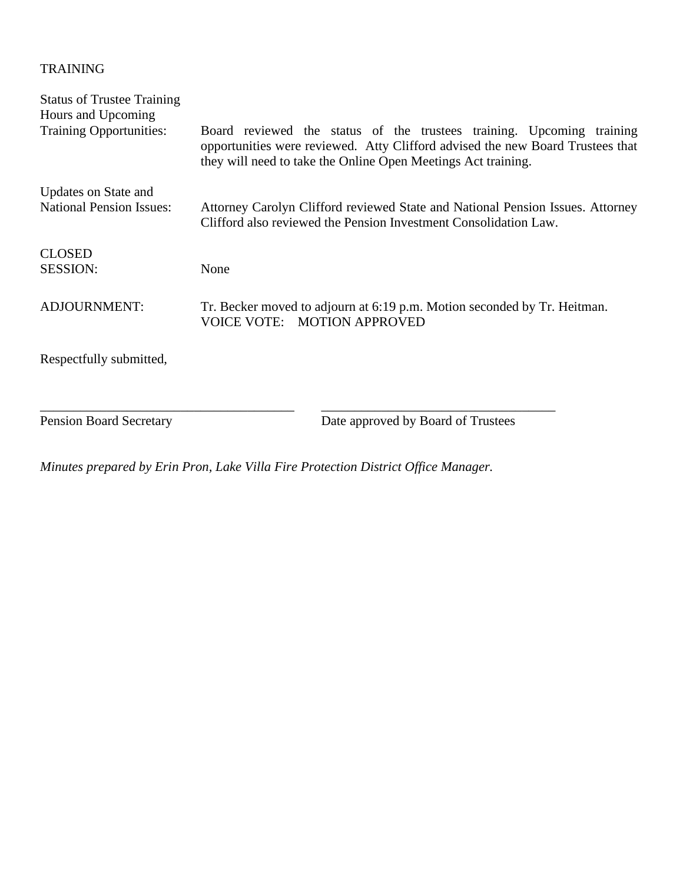TRAINING

**Status of Trustee Training Hours and Upcoming Training Opportunities:** Board reviewed the status of the trustees training. Upcoming training opportunities were reviewed. Atty Clifford advised the new Board Trustees that they will need to take the Online Open Meetings Act training.

**Updates on State and National Pension Issues:** Attorney Carolyn Clifford reviewed State and National Pension Issues. Attorney Clifford also reviewed the Pension Investment Consolidation Law.

**CLOSED SESSION:** None

**ADJOURNMENT:** Tr. Becker moved to adjourn at 6:19 p.m. Motion seconded by Tr. Heitman.
VOICE VOTE: MOTION APPROVED

Respectfully submitted,

_____________________________________ _____________________________________
Pension Board Secretary Date approved by Board of Trustees

*Minutes prepared by Erin Pron, Lake Villa Fire Protection District Office Manager.*